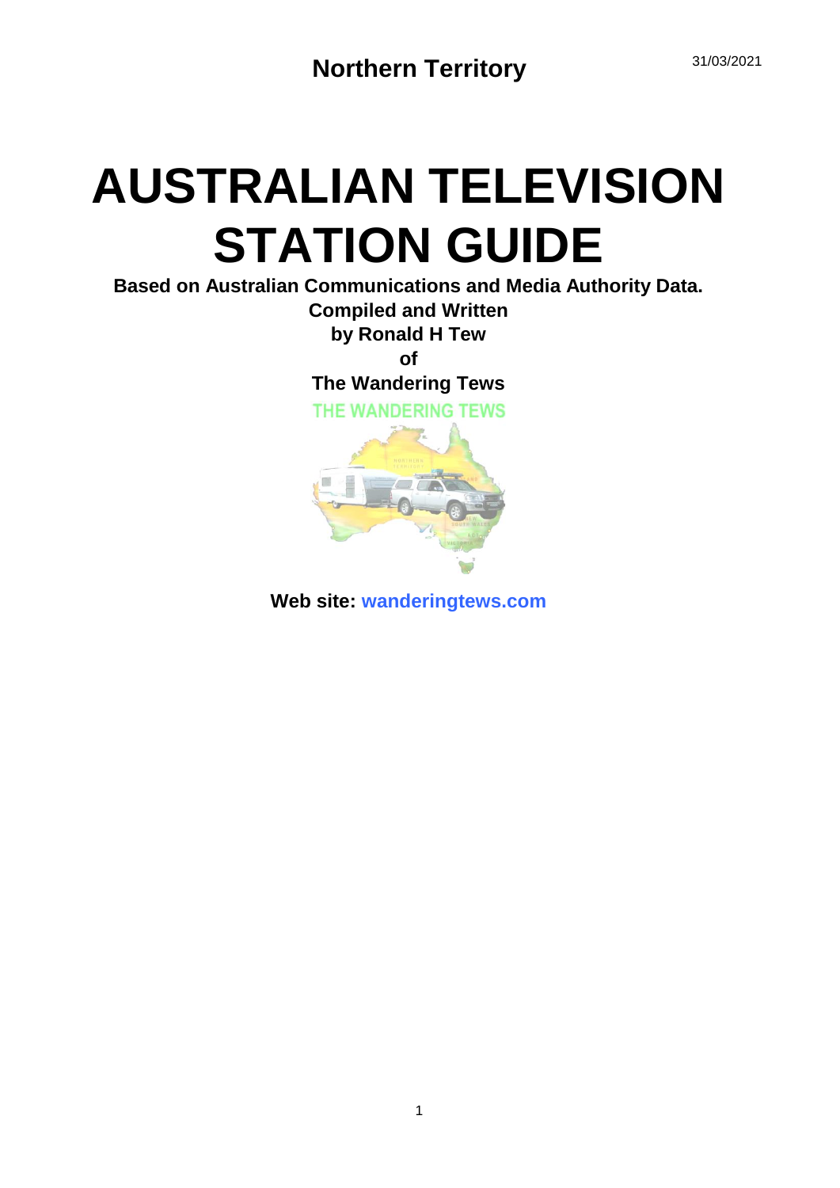Northern Territory

31/03/2021

# AUSTRALIAN TELEVISION STATION GUIDE

**Based on Australian Communications and Media Authority Data.**

**Compiled and Written**

**by Ronald H Tew**

**of**

**The Wandering Tews**

THE WANDERING TEWS

**Web site:** wanderingtews.com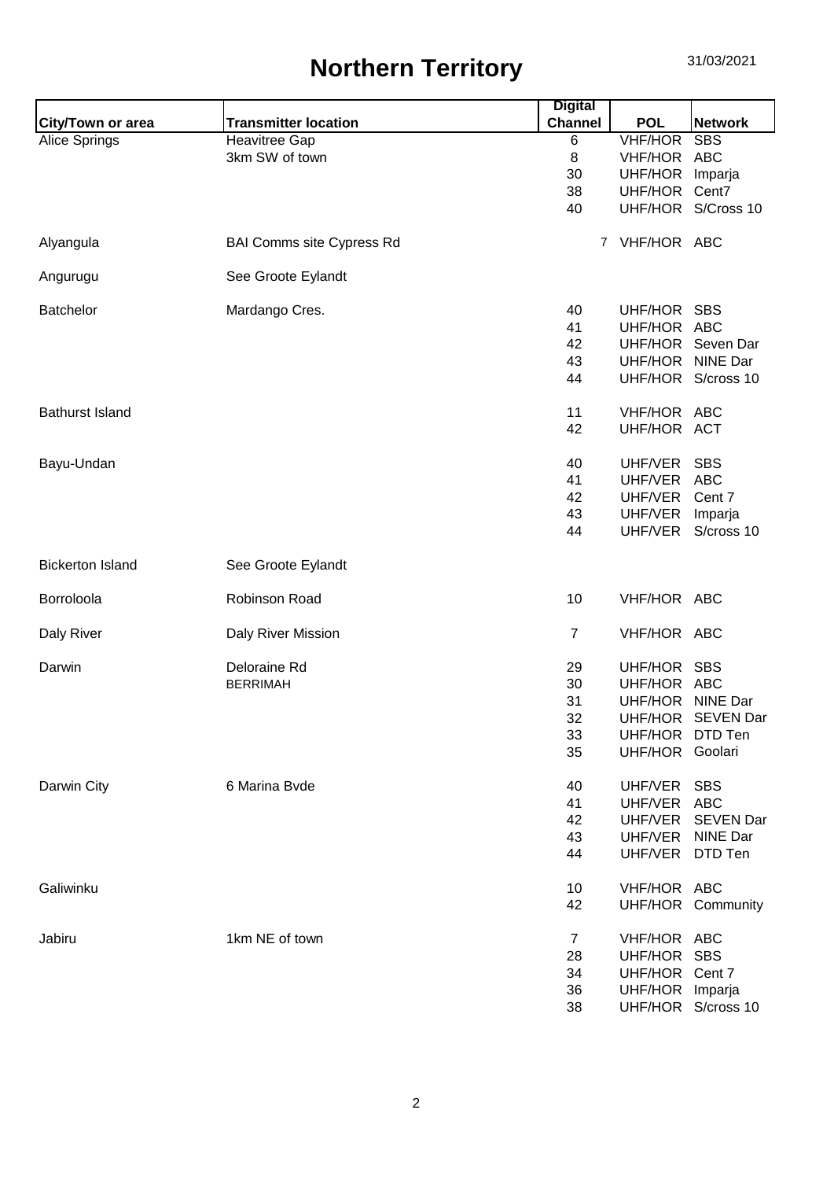# Northern Territory

31/03/2021

| City/Town or area | Transmitter location | Digital Channel | POL | Network |
|---|---|---|---|---|
| Alice Springs | Heavitree Gap | 6 | VHF/HOR | SBS |
| | 3km SW of town | 8 | VHF/HOR | ABC |
| | | 30 | UHF/HOR | Imparja |
| | | 38 | UHF/HOR | Cent7 |
| | | 40 | UHF/HOR | S/Cross 10 |
| Alyangula | BAI Comms site Cypress Rd | 7 | VHF/HOR | ABC |
| Angurugu | See Groote Eylandt | | | |
| Batchelor | Mardango Cres. | 40 | UHF/HOR | SBS |
| | | 41 | UHF/HOR | ABC |
| | | 42 | UHF/HOR | Seven Dar |
| | | 43 | UHF/HOR | NINE Dar |
| | | 44 | UHF/HOR | S/cross 10 |
| Bathurst Island | | 11 | VHF/HOR | ABC |
| | | 42 | UHF/HOR | ACT |
| Bayu-Undan | | 40 | UHF/VER | SBS |
| | | 41 | UHF/VER | ABC |
| | | 42 | UHF/VER | Cent 7 |
| | | 43 | UHF/VER | Imparja |
| | | 44 | UHF/VER | S/cross 10 |
| Bickerton Island | See Groote Eylandt | | | |
| Borroloola | Robinson Road | 10 | VHF/HOR | ABC |
| Daly River | Daly River Mission | 7 | VHF/HOR | ABC |
| Darwin | Deloraine Rd | 29 | UHF/HOR | SBS |
| | BERRIMAH | 30 | UHF/HOR | ABC |
| | | 31 | UHF/HOR | NINE Dar |
| | | 32 | UHF/HOR | SEVEN Dar |
| | | 33 | UHF/HOR | DTD Ten |
| | | 35 | UHF/HOR | Goolari |
| Darwin City | 6 Marina Bvde | 40 | UHF/VER | SBS |
| | | 41 | UHF/VER | ABC |
| | | 42 | UHF/VER | SEVEN Dar |
| | | 43 | UHF/VER | NINE Dar |
| | | 44 | UHF/VER | DTD Ten |
| Galiwinku | | 10 | VHF/HOR | ABC |
| | | 42 | UHF/HOR | Community |
| Jabiru | 1km NE of town | 7 | VHF/HOR | ABC |
| | | 28 | UHF/HOR | SBS |
| | | 34 | UHF/HOR | Cent 7 |
| | | 36 | UHF/HOR | Imparja |
| | | 38 | UHF/HOR | S/cross 10 |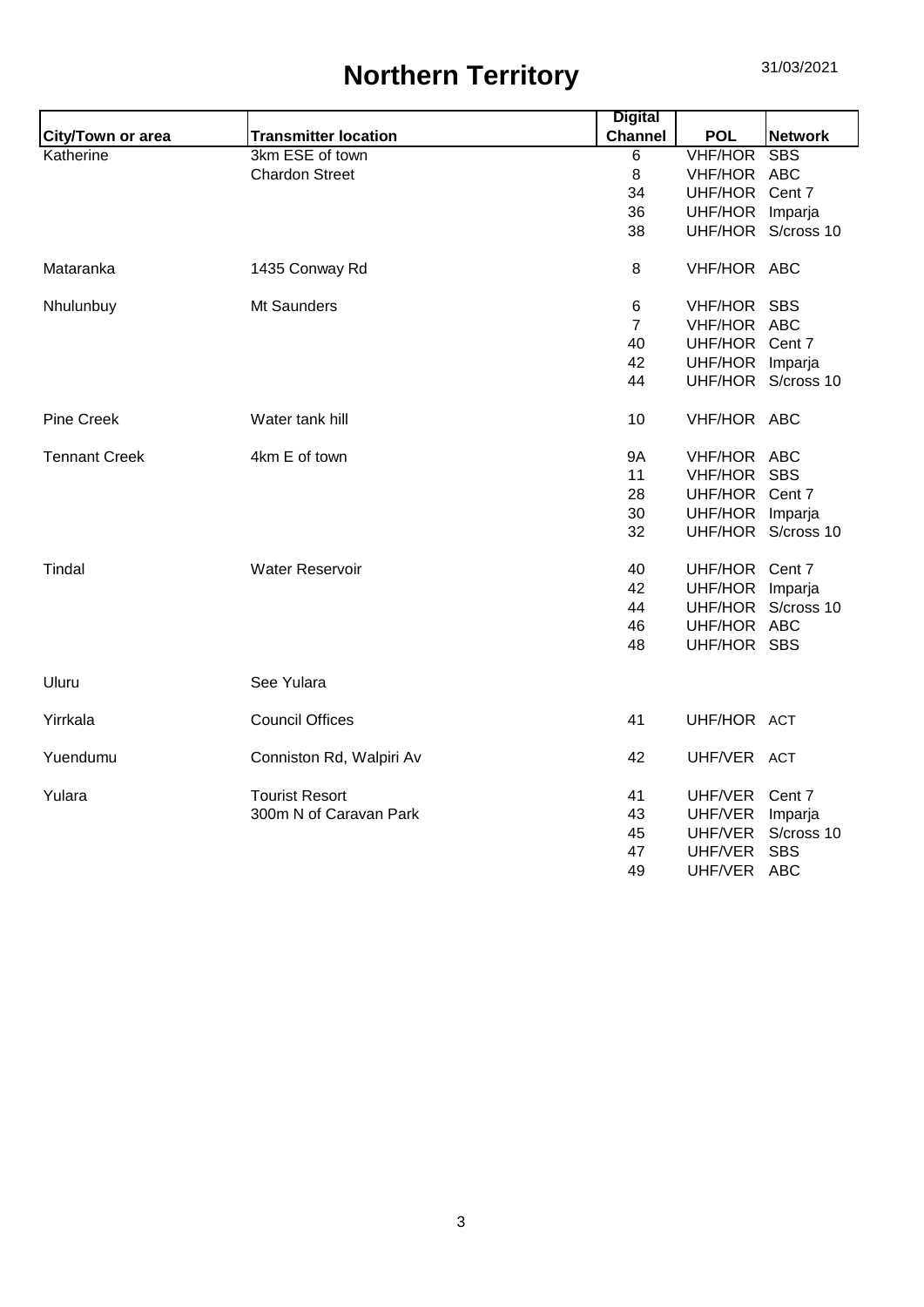# Northern Territory

31/03/2021

| City/Town or area | Transmitter location | Digital Channel | POL | Network |
|---|---|---|---|---|
| Katherine | 3km ESE of town | 6 | VHF/HOR | SBS |
| | Chardon Street | 8 | VHF/HOR | ABC |
| | | 34 | UHF/HOR | Cent 7 |
| | | 36 | UHF/HOR | Imparja |
| | | 38 | UHF/HOR | S/cross 10 |
| Mataranka | 1435 Conway Rd | 8 | VHF/HOR | ABC |
| Nhulunbuy | Mt Saunders | 6 | VHF/HOR | SBS |
| | | 7 | VHF/HOR | ABC |
| | | 40 | UHF/HOR | Cent 7 |
| | | 42 | UHF/HOR | Imparja |
| | | 44 | UHF/HOR | S/cross 10 |
| Pine Creek | Water tank hill | 10 | VHF/HOR | ABC |
| Tennant Creek | 4km E of town | 9A | VHF/HOR | ABC |
| | | 11 | VHF/HOR | SBS |
| | | 28 | UHF/HOR | Cent 7 |
| | | 30 | UHF/HOR | Imparja |
| | | 32 | UHF/HOR | S/cross 10 |
| Tindal | Water Reservoir | 40 | UHF/HOR | Cent 7 |
| | | 42 | UHF/HOR | Imparja |
| | | 44 | UHF/HOR | S/cross 10 |
| | | 46 | UHF/HOR | ABC |
| | | 48 | UHF/HOR | SBS |
| Uluru | See Yulara | | | |
| Yirrkala | Council Offices | 41 | UHF/HOR | ACT |
| Yuendumu | Conniston Rd, Walpiri Av | 42 | UHF/VER | ACT |
| Yulara | Tourist Resort | 41 | UHF/VER | Cent 7 |
| | 300m N of Caravan Park | 43 | UHF/VER | Imparja |
| | | 45 | UHF/VER | S/cross 10 |
| | | 47 | UHF/VER | SBS |
| | | 49 | UHF/VER | ABC |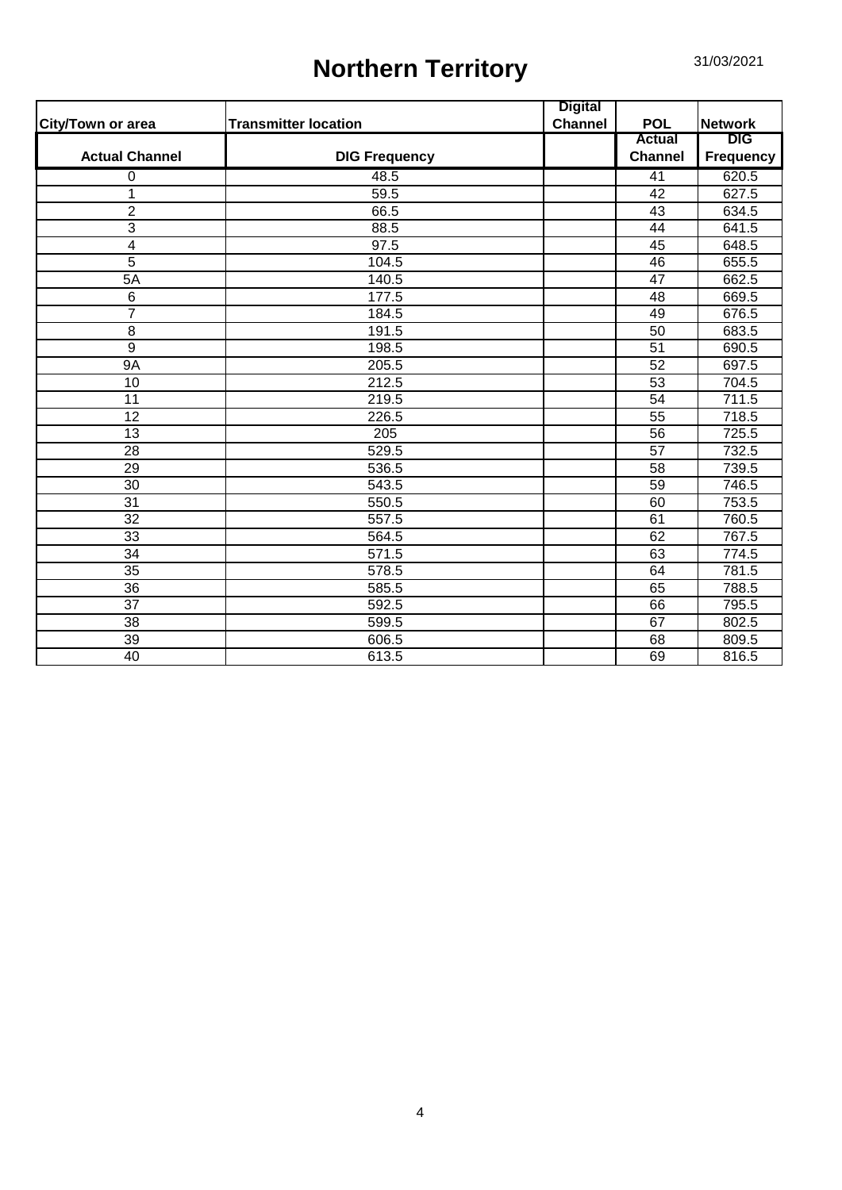# Northern Territory

31/03/2021

| City/Town or area | Transmitter location | Digital Channel | POL | Network |
|---|---|---|---|---|
| **Actual Channel** | **DIG Frequency** | | **Actual Channel** | **DIG Frequency** |
| 0 | 48.5 | | 41 | 620.5 |
| 1 | 59.5 | | 42 | 627.5 |
| 2 | 66.5 | | 43 | 634.5 |
| 3 | 88.5 | | 44 | 641.5 |
| 4 | 97.5 | | 45 | 648.5 |
| 5 | 104.5 | | 46 | 655.5 |
| 5A | 140.5 | | 47 | 662.5 |
| 6 | 177.5 | | 48 | 669.5 |
| 7 | 184.5 | | 49 | 676.5 |
| 8 | 191.5 | | 50 | 683.5 |
| 9 | 198.5 | | 51 | 690.5 |
| 9A | 205.5 | | 52 | 697.5 |
| 10 | 212.5 | | 53 | 704.5 |
| 11 | 219.5 | | 54 | 711.5 |
| 12 | 226.5 | | 55 | 718.5 |
| 13 | 205 | | 56 | 725.5 |
| 28 | 529.5 | | 57 | 732.5 |
| 29 | 536.5 | | 58 | 739.5 |
| 30 | 543.5 | | 59 | 746.5 |
| 31 | 550.5 | | 60 | 753.5 |
| 32 | 557.5 | | 61 | 760.5 |
| 33 | 564.5 | | 62 | 767.5 |
| 34 | 571.5 | | 63 | 774.5 |
| 35 | 578.5 | | 64 | 781.5 |
| 36 | 585.5 | | 65 | 788.5 |
| 37 | 592.5 | | 66 | 795.5 |
| 38 | 599.5 | | 67 | 802.5 |
| 39 | 606.5 | | 68 | 809.5 |
| 40 | 613.5 | | 69 | 816.5 |